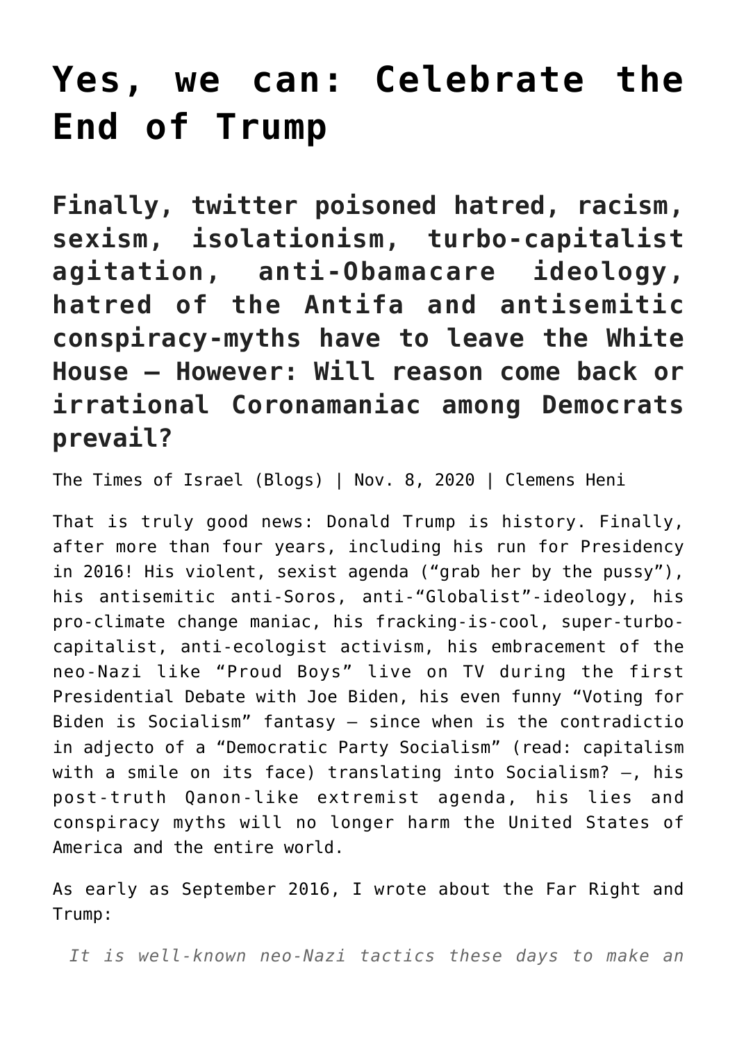# Yes, we can: Celebrate the End of Trump

## Finally, twitter poisoned hatred, racism, sexism, isolationism, turbo-capitalist agitation, anti-Obamacare ideology, hatred of the Antifa and antisemitic conspiracy-myths have to leave the White House – However: Will reason come back or irrational Coronamaniac among Democrats prevail?

The Times of Israel (Blogs) | Nov. 8, 2020 | Clemens Heni

That is truly good news: Donald Trump is history. Finally, after more than four years, including his run for Presidency in 2016! His violent, sexist agenda ("grab her by the pussy"), his antisemitic anti-Soros, anti-"Globalist"-ideology, his pro-climate change maniac, his fracking-is-cool, super-turbo-capitalist, anti-ecologist activism, his embracement of the neo-Nazi like "Proud Boys" live on TV during the first Presidential Debate with Joe Biden, his even funny "Voting for Biden is Socialism" fantasy – since when is the contradictio in adjecto of a "Democratic Party Socialism" (read: capitalism with a smile on its face) translating into Socialism? –, his post-truth Qanon-like extremist agenda, his lies and conspiracy myths will no longer harm the United States of America and the entire world.

As early as September 2016, I wrote about the Far Right and Trump:

> *It is well-known neo-Nazi tactics these days to make an*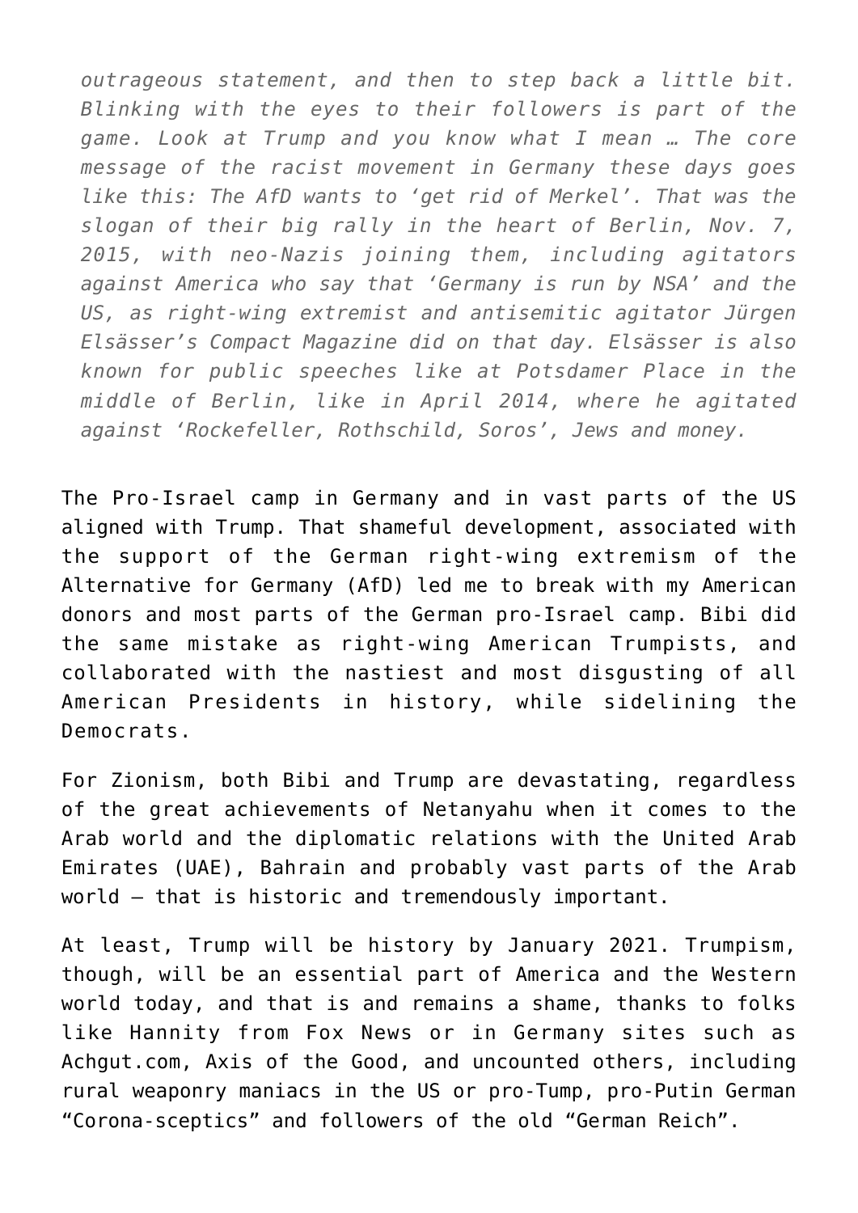*outrageous statement, and then to step back a little bit. Blinking with the eyes to their followers is part of the game. Look at Trump and you know what I mean … The core message of the racist movement in Germany these days goes like this: The AfD wants to 'get rid of Merkel'. That was the slogan of their big rally in the heart of Berlin, Nov. 7, 2015, with neo-Nazis joining them, including agitators against America who say that 'Germany is run by NSA' and the US, as right-wing extremist and antisemitic agitator Jürgen Elsässer's Compact Magazine did on that day. Elsässer is also known for public speeches like at Potsdamer Place in the middle of Berlin, like in April 2014, where he agitated against 'Rockefeller, Rothschild, Soros', Jews and money.*

The Pro-Israel camp in Germany and in vast parts of the US aligned with Trump. That shameful development, associated with the support of the German right-wing extremism of the Alternative for Germany (AfD) led me to break with my American donors and most parts of the German pro-Israel camp. Bibi did the same mistake as right-wing American Trumpists, and collaborated with the nastiest and most disgusting of all American Presidents in history, while sidelining the Democrats.

For Zionism, both Bibi and Trump are devastating, regardless of the great achievements of Netanyahu when it comes to the Arab world and the diplomatic relations with the United Arab Emirates (UAE), Bahrain and probably vast parts of the Arab world – that is historic and tremendously important.

At least, Trump will be history by January 2021. Trumpism, though, will be an essential part of America and the Western world today, and that is and remains a shame, thanks to folks like Hannity from Fox News or in Germany sites such as Achgut.com, Axis of the Good, and uncounted others, including rural weaponry maniacs in the US or pro-Tump, pro-Putin German "Corona-sceptics" and followers of the old "German Reich".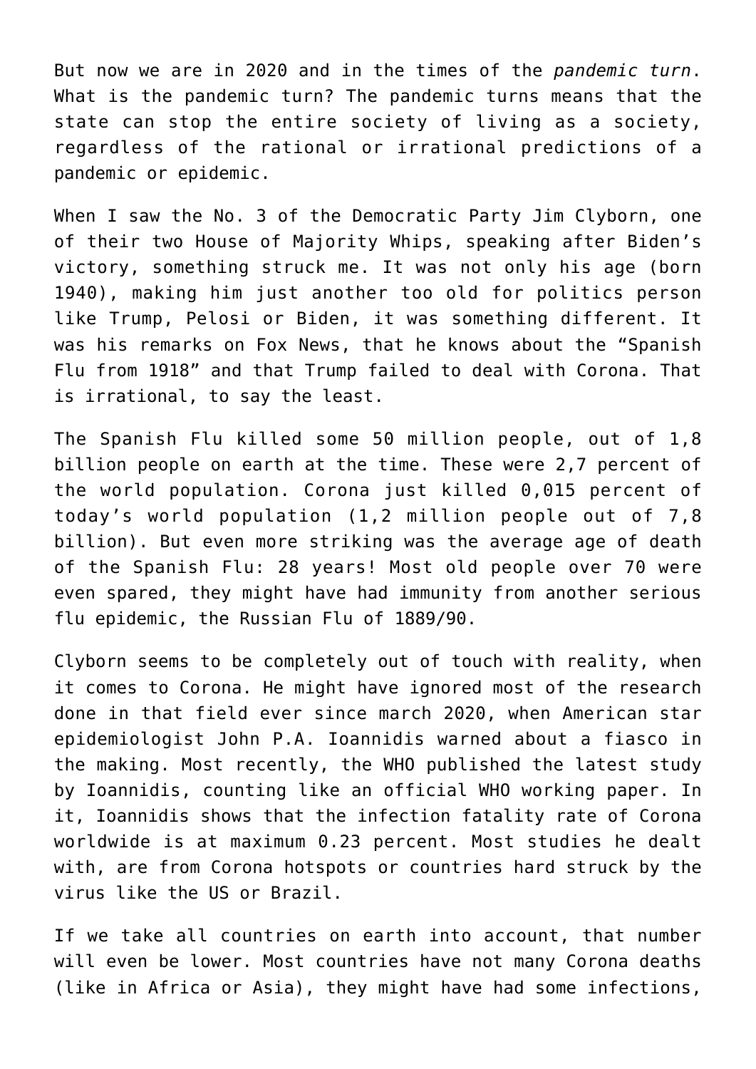But now we are in 2020 and in the times of the *pandemic turn*. What is the pandemic turn? The pandemic turns means that the state can stop the entire society of living as a society, regardless of the rational or irrational predictions of a pandemic or epidemic.

When I saw the No. 3 of the Democratic Party Jim Clyborn, one of their two House of Majority Whips, speaking after Biden's victory, something struck me. It was not only his age (born 1940), making him just another too old for politics person like Trump, Pelosi or Biden, it was something different. It was his remarks on Fox News, that he knows about the "Spanish Flu from 1918" and that Trump failed to deal with Corona. That is irrational, to say the least.

The Spanish Flu killed some 50 million people, out of 1,8 billion people on earth at the time. These were 2,7 percent of the world population. Corona just killed 0,015 percent of today's world population (1,2 million people out of 7,8 billion). But even more striking was the average age of death of the Spanish Flu: 28 years! Most old people over 70 were even spared, they might have had immunity from another serious flu epidemic, the Russian Flu of 1889/90.

Clyborn seems to be completely out of touch with reality, when it comes to Corona. He might have ignored most of the research done in that field ever since march 2020, when American star epidemiologist John P.A. Ioannidis warned about a fiasco in the making. Most recently, the WHO published the latest study by Ioannidis, counting like an official WHO working paper. In it, Ioannidis shows that the infection fatality rate of Corona worldwide is at maximum 0.23 percent. Most studies he dealt with, are from Corona hotspots or countries hard struck by the virus like the US or Brazil.

If we take all countries on earth into account, that number will even be lower. Most countries have not many Corona deaths (like in Africa or Asia), they might have had some infections,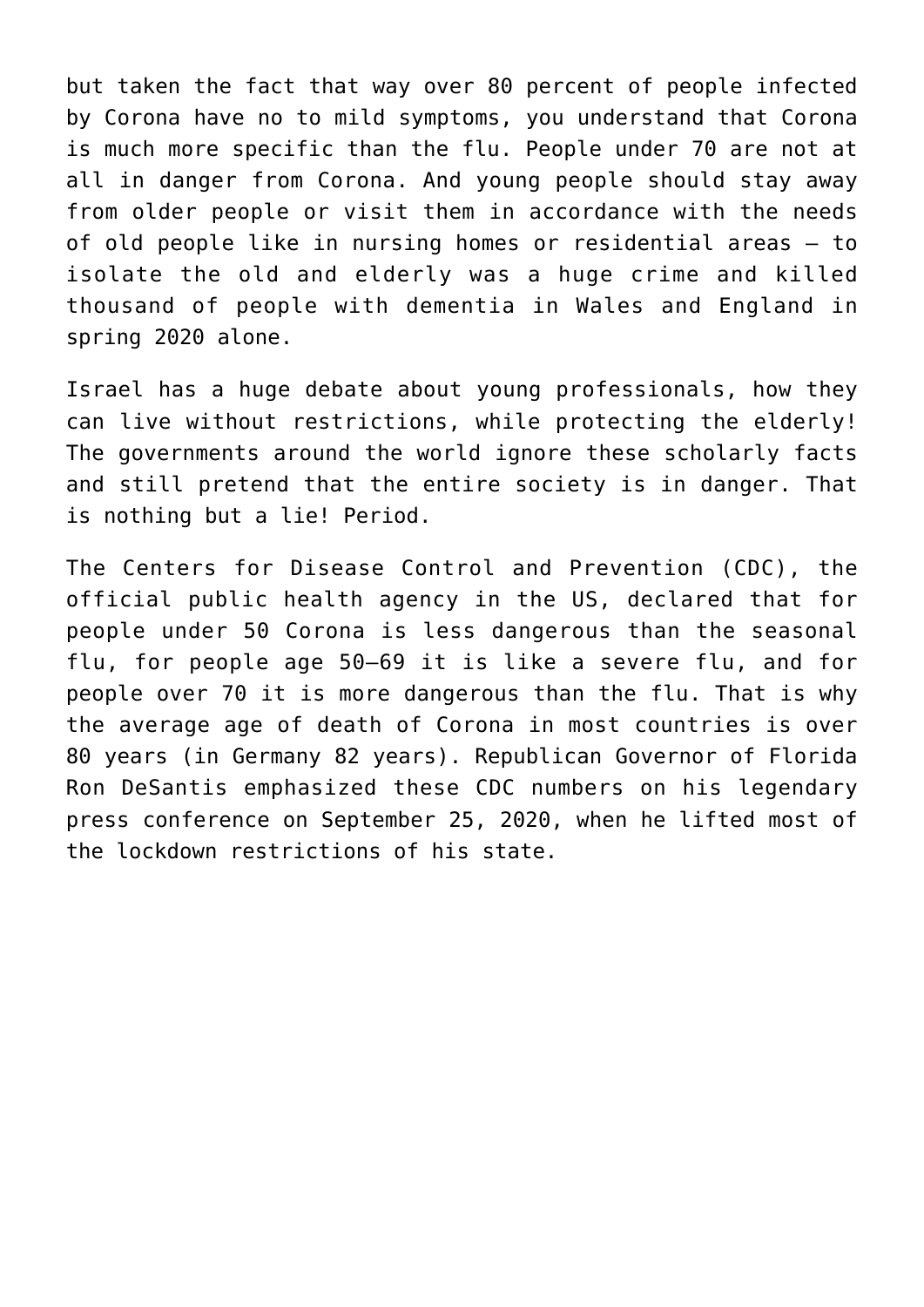but taken the fact that way over 80 percent of people infected by Corona have no to mild symptoms, you understand that Corona is much more specific than the flu. People under 70 are not at all in danger from Corona. And young people should stay away from older people or visit them in accordance with the needs of old people like in nursing homes or residential areas – to isolate the old and elderly was a huge crime and killed thousand of people with dementia in Wales and England in spring 2020 alone.

Israel has a huge debate about young professionals, how they can live without restrictions, while protecting the elderly! The governments around the world ignore these scholarly facts and still pretend that the entire society is in danger. That is nothing but a lie! Period.

The Centers for Disease Control and Prevention (CDC), the official public health agency in the US, declared that for people under 50 Corona is less dangerous than the seasonal flu, for people age 50–69 it is like a severe flu, and for people over 70 it is more dangerous than the flu. That is why the average age of death of Corona in most countries is over 80 years (in Germany 82 years). Republican Governor of Florida Ron DeSantis emphasized these CDC numbers on his legendary press conference on September 25, 2020, when he lifted most of the lockdown restrictions of his state.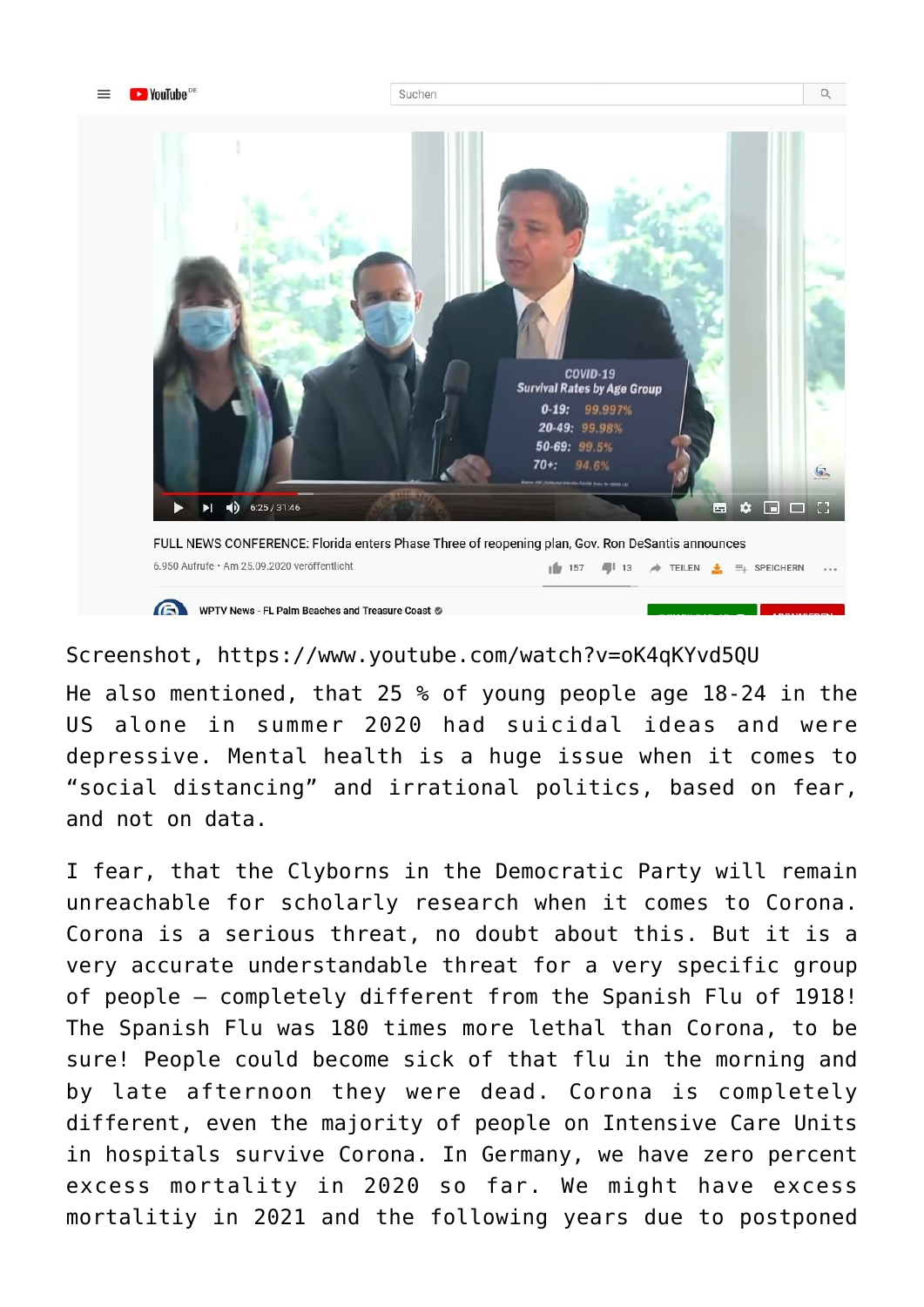Screenshot, https://www.youtube.com/watch?v=oK4qKYvd5QU

He also mentioned, that 25 % of young people age 18-24 in the US alone in summer 2020 had suicidal ideas and were depressive. Mental health is a huge issue when it comes to "social distancing" and irrational politics, based on fear, and not on data.

I fear, that the Clyborns in the Democratic Party will remain unreachable for scholarly research when it comes to Corona. Corona is a serious threat, no doubt about this. But it is a very accurate understandable threat for a very specific group of people – completely different from the Spanish Flu of 1918! The Spanish Flu was 180 times more lethal than Corona, to be sure! People could become sick of that flu in the morning and by late afternoon they were dead. Corona is completely different, even the majority of people on Intensive Care Units in hospitals survive Corona. In Germany, we have zero percent excess mortality in 2020 so far. We might have excess mortalitiy in 2021 and the following years due to postponed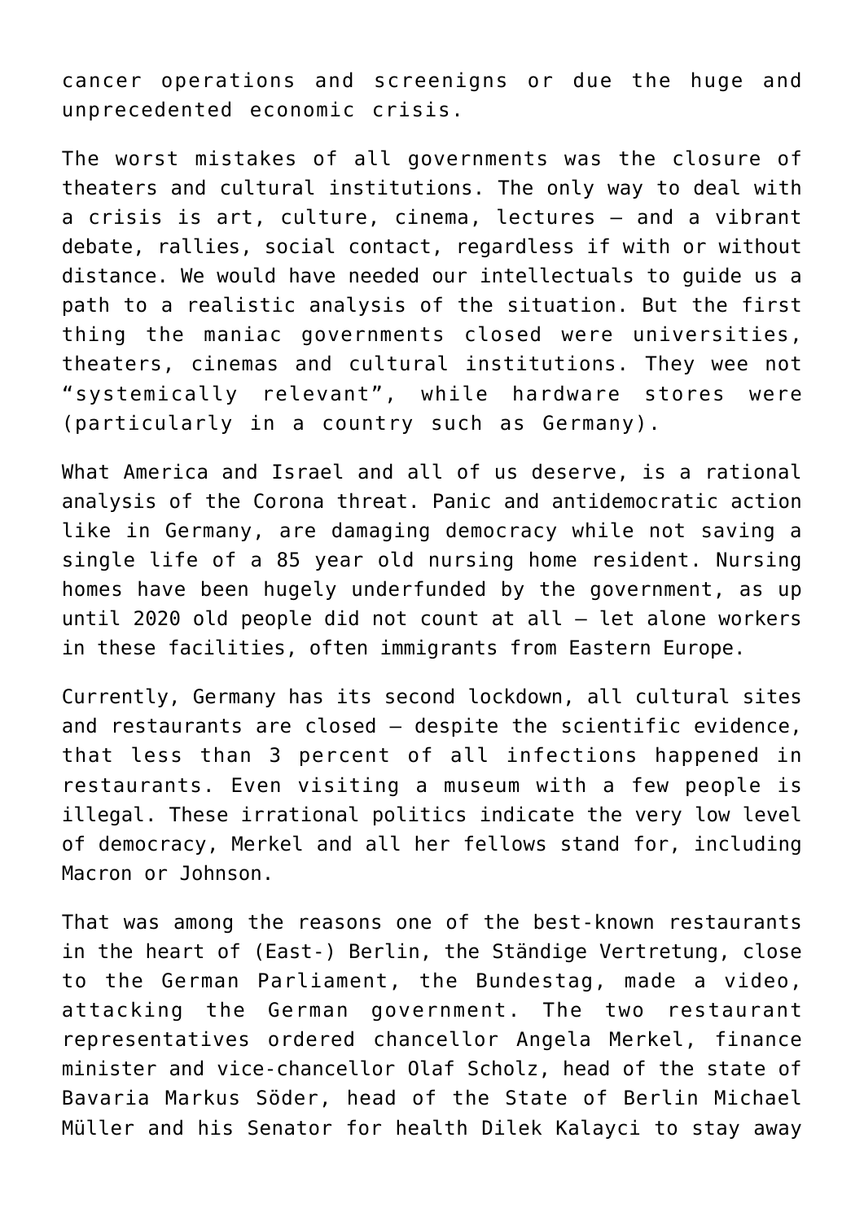cancer operations and screenigns or due the huge and unprecedented economic crisis.

The worst mistakes of all governments was the closure of theaters and cultural institutions. The only way to deal with a crisis is art, culture, cinema, lectures – and a vibrant debate, rallies, social contact, regardless if with or without distance. We would have needed our intellectuals to guide us a path to a realistic analysis of the situation. But the first thing the maniac governments closed were universities, theaters, cinemas and cultural institutions. They wee not "systemically relevant", while hardware stores were (particularly in a country such as Germany).

What America and Israel and all of us deserve, is a rational analysis of the Corona threat. Panic and antidemocratic action like in Germany, are damaging democracy while not saving a single life of a 85 year old nursing home resident. Nursing homes have been hugely underfunded by the government, as up until 2020 old people did not count at all – let alone workers in these facilities, often immigrants from Eastern Europe.

Currently, Germany has its second lockdown, all cultural sites and restaurants are closed – despite the scientific evidence, that less than 3 percent of all infections happened in restaurants. Even visiting a museum with a few people is illegal. These irrational politics indicate the very low level of democracy, Merkel and all her fellows stand for, including Macron or Johnson.

That was among the reasons one of the best-known restaurants in the heart of (East-) Berlin, the Ständige Vertretung, close to the German Parliament, the Bundestag, made a video, attacking the German government. The two restaurant representatives ordered chancellor Angela Merkel, finance minister and vice-chancellor Olaf Scholz, head of the state of Bavaria Markus Söder, head of the State of Berlin Michael Müller and his Senator for health Dilek Kalayci to stay away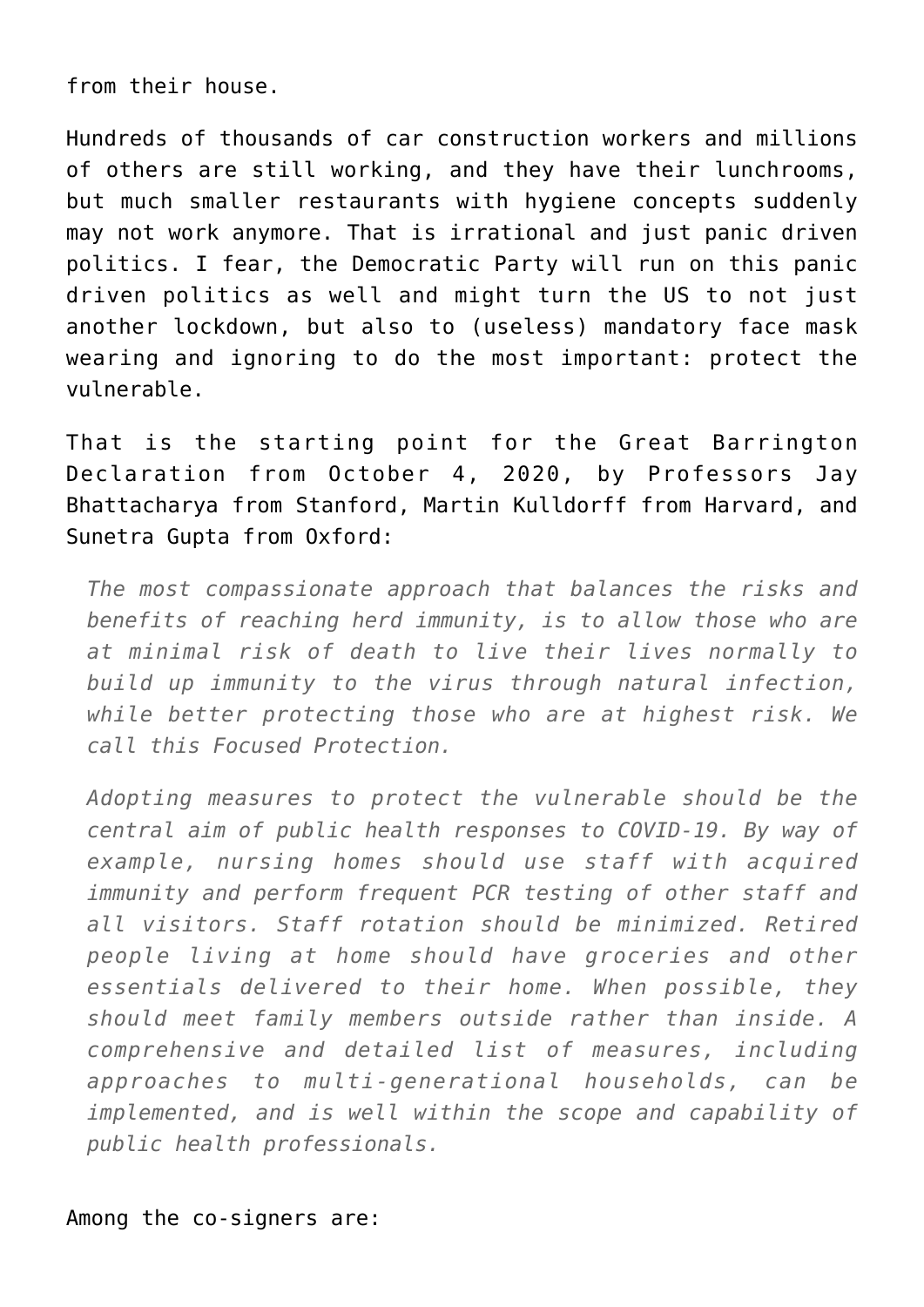from their house.

Hundreds of thousands of car construction workers and millions of others are still working, and they have their lunchrooms, but much smaller restaurants with hygiene concepts suddenly may not work anymore. That is irrational and just panic driven politics. I fear, the Democratic Party will run on this panic driven politics as well and might turn the US to not just another lockdown, but also to (useless) mandatory face mask wearing and ignoring to do the most important: protect the vulnerable.

That is the starting point for the Great Barrington Declaration from October 4, 2020, by Professors Jay Bhattacharya from Stanford, Martin Kulldorff from Harvard, and Sunetra Gupta from Oxford:

> *The most compassionate approach that balances the risks and benefits of reaching herd immunity, is to allow those who are at minimal risk of death to live their lives normally to build up immunity to the virus through natural infection, while better protecting those who are at highest risk. We call this Focused Protection.*
>
> *Adopting measures to protect the vulnerable should be the central aim of public health responses to COVID-19. By way of example, nursing homes should use staff with acquired immunity and perform frequent PCR testing of other staff and all visitors. Staff rotation should be minimized. Retired people living at home should have groceries and other essentials delivered to their home. When possible, they should meet family members outside rather than inside. A comprehensive and detailed list of measures, including approaches to multi-generational households, can be implemented, and is well within the scope and capability of public health professionals.*

Among the co-signers are: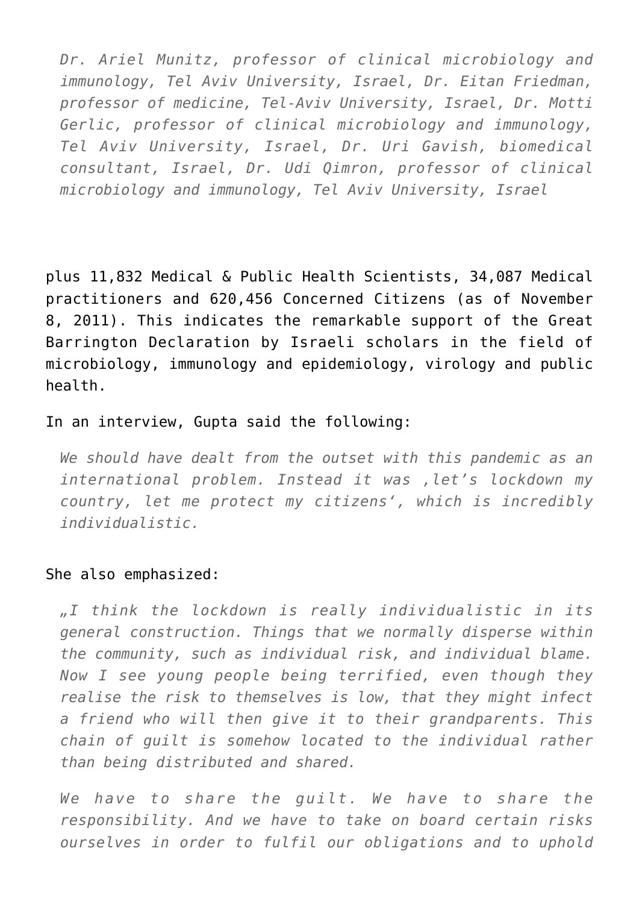> *Dr. Ariel Munitz, professor of clinical microbiology and immunology, Tel Aviv University, Israel, Dr. Eitan Friedman, professor of medicine, Tel-Aviv University, Israel, Dr. Motti Gerlic, professor of clinical microbiology and immunology, Tel Aviv University, Israel, Dr. Uri Gavish, biomedical consultant, Israel, Dr. Udi Qimron, professor of clinical microbiology and immunology, Tel Aviv University, Israel*

plus 11,832 Medical & Public Health Scientists, 34,087 Medical practitioners and 620,456 Concerned Citizens (as of November 8, 2011). This indicates the remarkable support of the Great Barrington Declaration by Israeli scholars in the field of microbiology, immunology and epidemiology, virology and public health.

In an interview, Gupta said the following:

> *We should have dealt from the outset with this pandemic as an international problem. Instead it was ‚let's lockdown my country, let me protect my citizens', which is incredibly individualistic.*

She also emphasized:

> *„I think the lockdown is really individualistic in its general construction. Things that we normally disperse within the community, such as individual risk, and individual blame. Now I see young people being terrified, even though they realise the risk to themselves is low, that they might infect a friend who will then give it to their grandparents. This chain of guilt is somehow located to the individual rather than being distributed and shared.*
>
> *We have to share the guilt. We have to share the responsibility. And we have to take on board certain risks ourselves in order to fulfil our obligations and to uphold*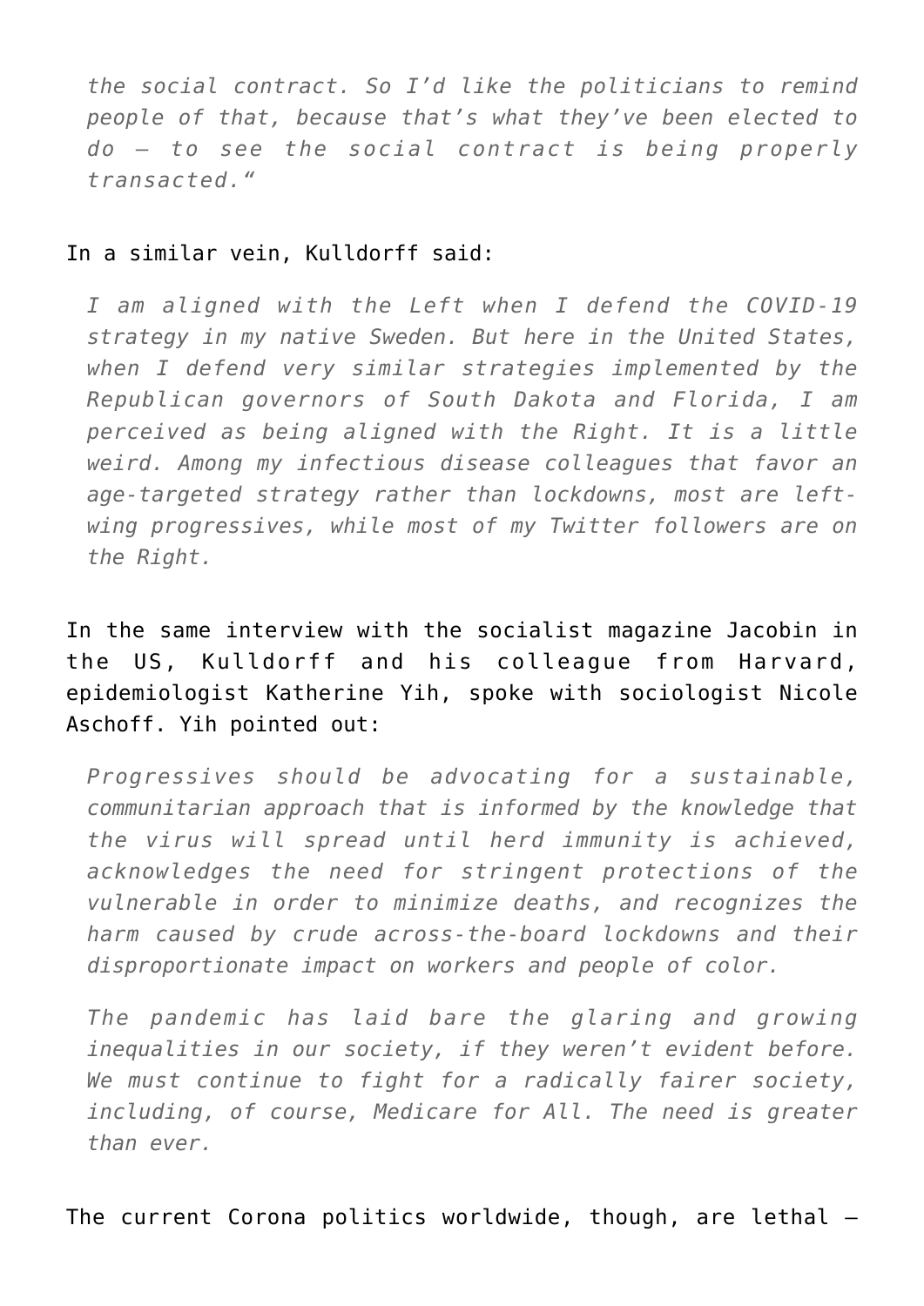> *the social contract. So I'd like the politicians to remind people of that, because that's what they've been elected to do – to see the social contract is being properly transacted."*

In a similar vein, Kulldorff said:

> *I am aligned with the Left when I defend the COVID-19 strategy in my native Sweden. But here in the United States, when I defend very similar strategies implemented by the Republican governors of South Dakota and Florida, I am perceived as being aligned with the Right. It is a little weird. Among my infectious disease colleagues that favor an age-targeted strategy rather than lockdowns, most are left-wing progressives, while most of my Twitter followers are on the Right.*

In the same interview with the socialist magazine Jacobin in the US, Kulldorff and his colleague from Harvard, epidemiologist Katherine Yih, spoke with sociologist Nicole Aschoff. Yih pointed out:

> *Progressives should be advocating for a sustainable, communitarian approach that is informed by the knowledge that the virus will spread until herd immunity is achieved, acknowledges the need for stringent protections of the vulnerable in order to minimize deaths, and recognizes the harm caused by crude across-the-board lockdowns and their disproportionate impact on workers and people of color.*
>
> *The pandemic has laid bare the glaring and growing inequalities in our society, if they weren't evident before. We must continue to fight for a radically fairer society, including, of course, Medicare for All. The need is greater than ever.*

The current Corona politics worldwide, though, are lethal –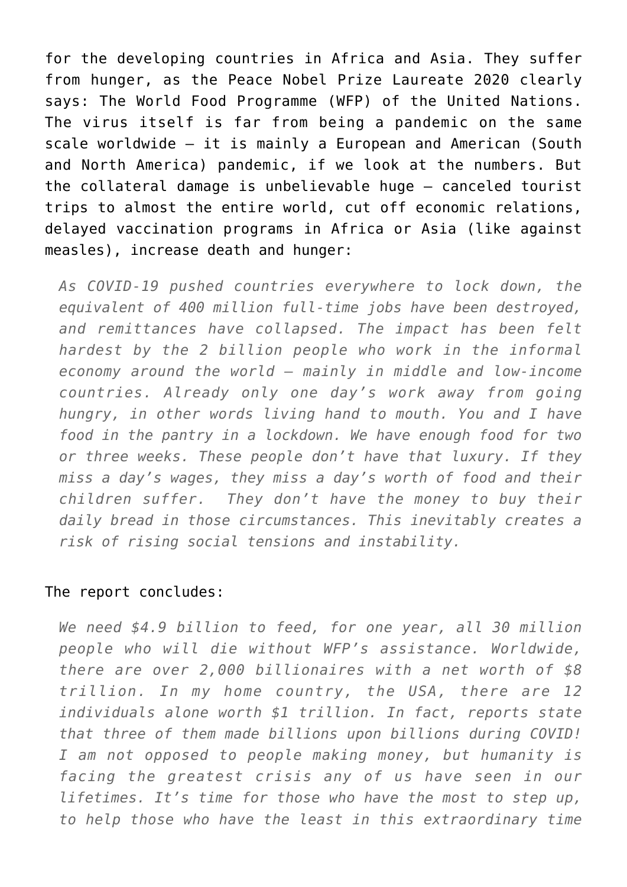for the developing countries in Africa and Asia. They suffer from hunger, as the Peace Nobel Prize Laureate 2020 clearly says: The World Food Programme (WFP) of the United Nations. The virus itself is far from being a pandemic on the same scale worldwide – it is mainly a European and American (South and North America) pandemic, if we look at the numbers. But the collateral damage is unbelievable huge – canceled tourist trips to almost the entire world, cut off economic relations, delayed vaccination programs in Africa or Asia (like against measles), increase death and hunger:

> *As COVID-19 pushed countries everywhere to lock down, the equivalent of 400 million full-time jobs have been destroyed, and remittances have collapsed. The impact has been felt hardest by the 2 billion people who work in the informal economy around the world – mainly in middle and low-income countries. Already only one day's work away from going hungry, in other words living hand to mouth. You and I have food in the pantry in a lockdown. We have enough food for two or three weeks. These people don't have that luxury. If they miss a day's wages, they miss a day's worth of food and their children suffer. They don't have the money to buy their daily bread in those circumstances. This inevitably creates a risk of rising social tensions and instability.*

The report concludes:

> *We need $4.9 billion to feed, for one year, all 30 million people who will die without WFP's assistance. Worldwide, there are over 2,000 billionaires with a net worth of $8 trillion. In my home country, the USA, there are 12 individuals alone worth $1 trillion. In fact, reports state that three of them made billions upon billions during COVID! I am not opposed to people making money, but humanity is facing the greatest crisis any of us have seen in our lifetimes. It's time for those who have the most to step up, to help those who have the least in this extraordinary time*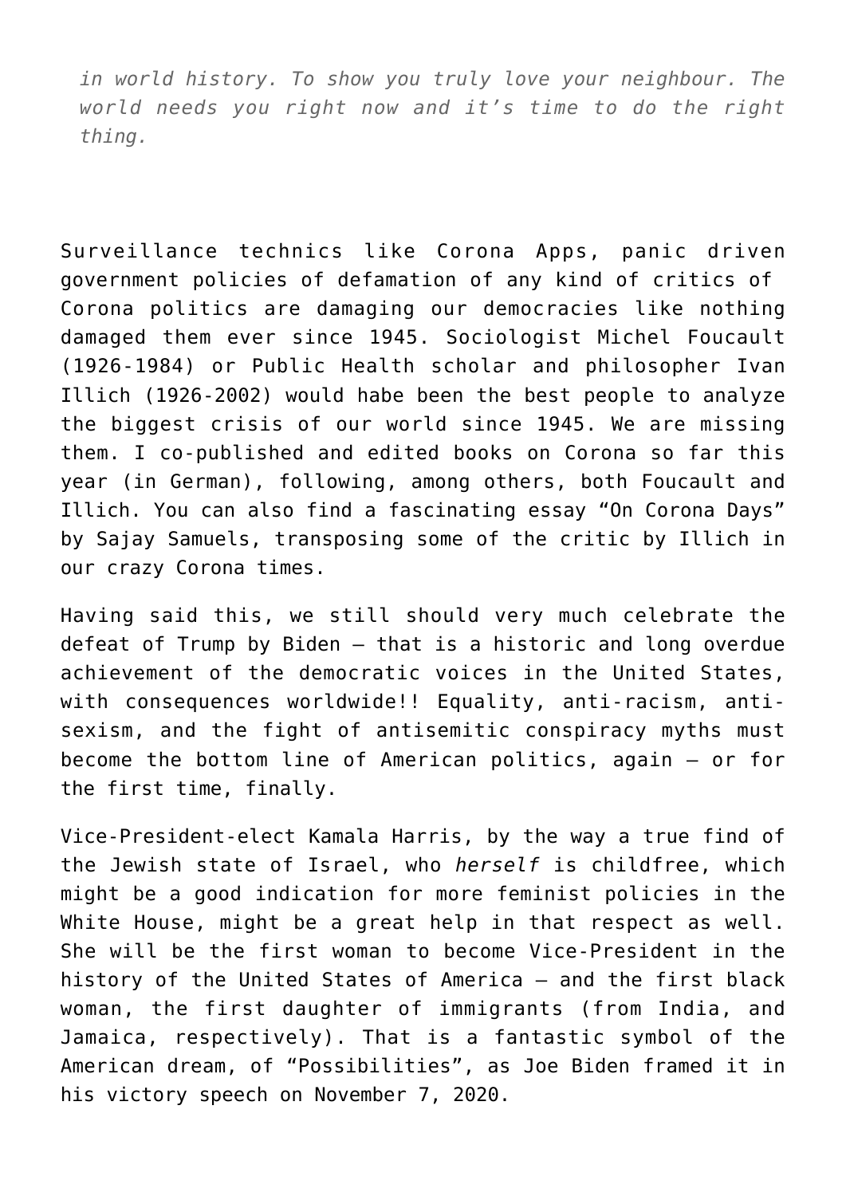*in world history. To show you truly love your neighbour. The world needs you right now and it's time to do the right thing.*

Surveillance technics like Corona Apps, panic driven government policies of defamation of any kind of critics of Corona politics are damaging our democracies like nothing damaged them ever since 1945. Sociologist Michel Foucault (1926-1984) or Public Health scholar and philosopher Ivan Illich (1926-2002) would habe been the best people to analyze the biggest crisis of our world since 1945. We are missing them. I co-published and edited books on Corona so far this year (in German), following, among others, both Foucault and Illich. You can also find a fascinating essay "On Corona Days" by Sajay Samuels, transposing some of the critic by Illich in our crazy Corona times.

Having said this, we still should very much celebrate the defeat of Trump by Biden – that is a historic and long overdue achievement of the democratic voices in the United States, with consequences worldwide!! Equality, anti-racism, anti-sexism, and the fight of antisemitic conspiracy myths must become the bottom line of American politics, again – or for the first time, finally.

Vice-President-elect Kamala Harris, by the way a true find of the Jewish state of Israel, who *herself* is childfree, which might be a good indication for more feminist policies in the White House, might be a great help in that respect as well. She will be the first woman to become Vice-President in the history of the United States of America – and the first black woman, the first daughter of immigrants (from India, and Jamaica, respectively). That is a fantastic symbol of the American dream, of "Possibilities", as Joe Biden framed it in his victory speech on November 7, 2020.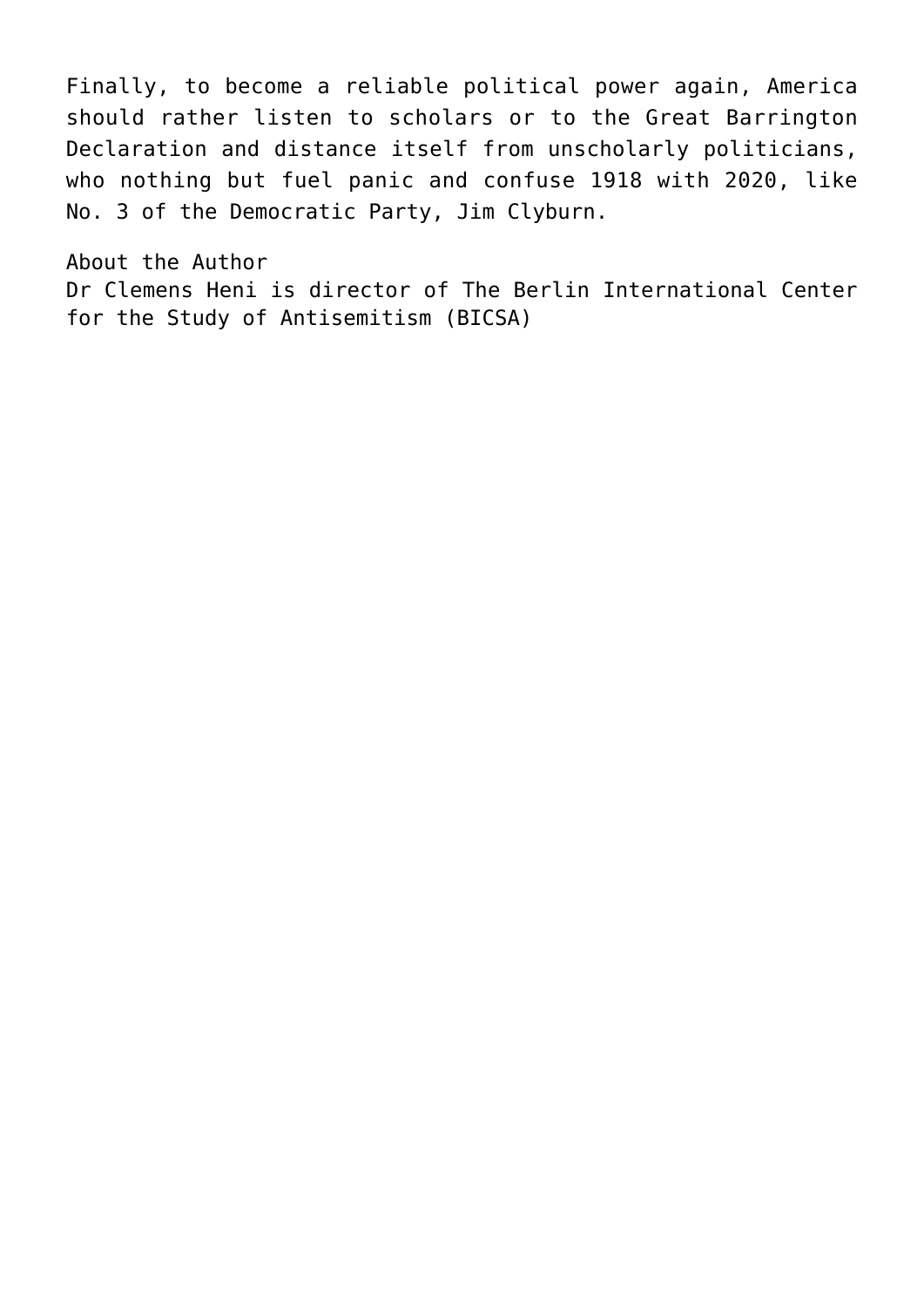Finally, to become a reliable political power again, America should rather listen to scholars or to the Great Barrington Declaration and distance itself from unscholarly politicians, who nothing but fuel panic and confuse 1918 with 2020, like No. 3 of the Democratic Party, Jim Clyburn.

About the Author
Dr Clemens Heni is director of The Berlin International Center for the Study of Antisemitism (BICSA)